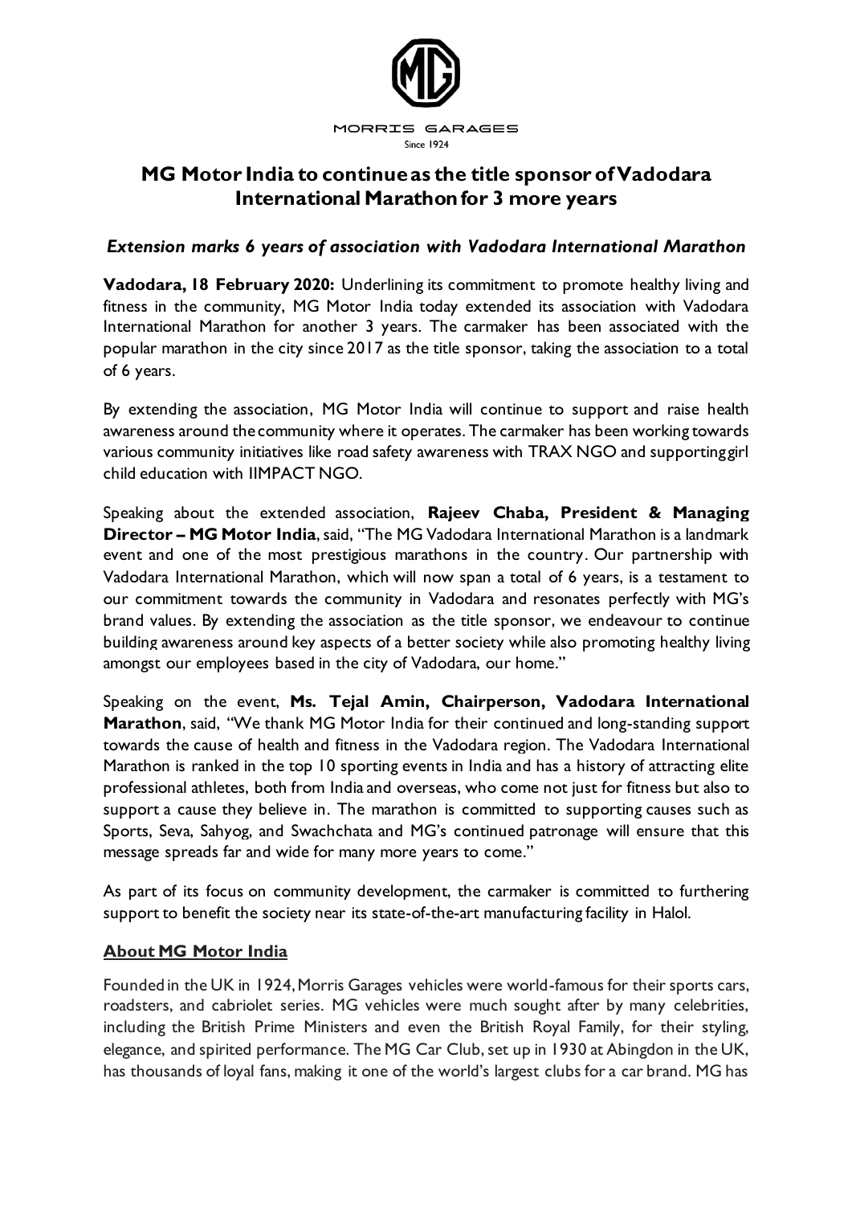MORRIS GARAGES

Since 1924

# MG Motor India to continue as the title sponsor of Vadodara International Marathon for 3 more years

### *Extension marks 6 years of association with Vadodara International Marathon*

**Vadodara, 18 February 2020:** Underlining its commitment to promote healthy living and fitness in the community, MG Motor India today extended its association with Vadodara International Marathon for another 3 years. The carmaker has been associated with the popular marathon in the city since 2017 as the title sponsor, taking the association to a total of 6 years.

By extending the association, MG Motor India will continue to support and raise health awareness around the community where it operates. The carmaker has been working towards various community initiatives like road safety awareness with TRAX NGO and supporting girl child education with IIMPACT NGO.

Speaking about the extended association, **Rajeev Chaba, President & Managing Director – MG Motor India**, said, "The MG Vadodara International Marathon is a landmark event and one of the most prestigious marathons in the country. Our partnership with Vadodara International Marathon, which will now span a total of 6 years, is a testament to our commitment towards the community in Vadodara and resonates perfectly with MG's brand values. By extending the association as the title sponsor, we endeavour to continue building awareness around key aspects of a better society while also promoting healthy living amongst our employees based in the city of Vadodara, our home."

Speaking on the event, **Ms. Tejal Amin, Chairperson, Vadodara International Marathon**, said, "We thank MG Motor India for their continued and long-standing support towards the cause of health and fitness in the Vadodara region. The Vadodara International Marathon is ranked in the top 10 sporting events in India and has a history of attracting elite professional athletes, both from India and overseas, who come not just for fitness but also to support a cause they believe in. The marathon is committed to supporting causes such as Sports, Seva, Sahyog, and Swachchata and MG's continued patronage will ensure that this message spreads far and wide for many more years to come."

As part of its focus on community development, the carmaker is committed to furthering support to benefit the society near its state-of-the-art manufacturing facility in Halol.

## About MG Motor India

Founded in the UK in 1924, Morris Garages vehicles were world-famous for their sports cars, roadsters, and cabriolet series. MG vehicles were much sought after by many celebrities, including the British Prime Ministers and even the British Royal Family, for their styling, elegance, and spirited performance. The MG Car Club, set up in 1930 at Abingdon in the UK, has thousands of loyal fans, making it one of the world's largest clubs for a car brand. MG has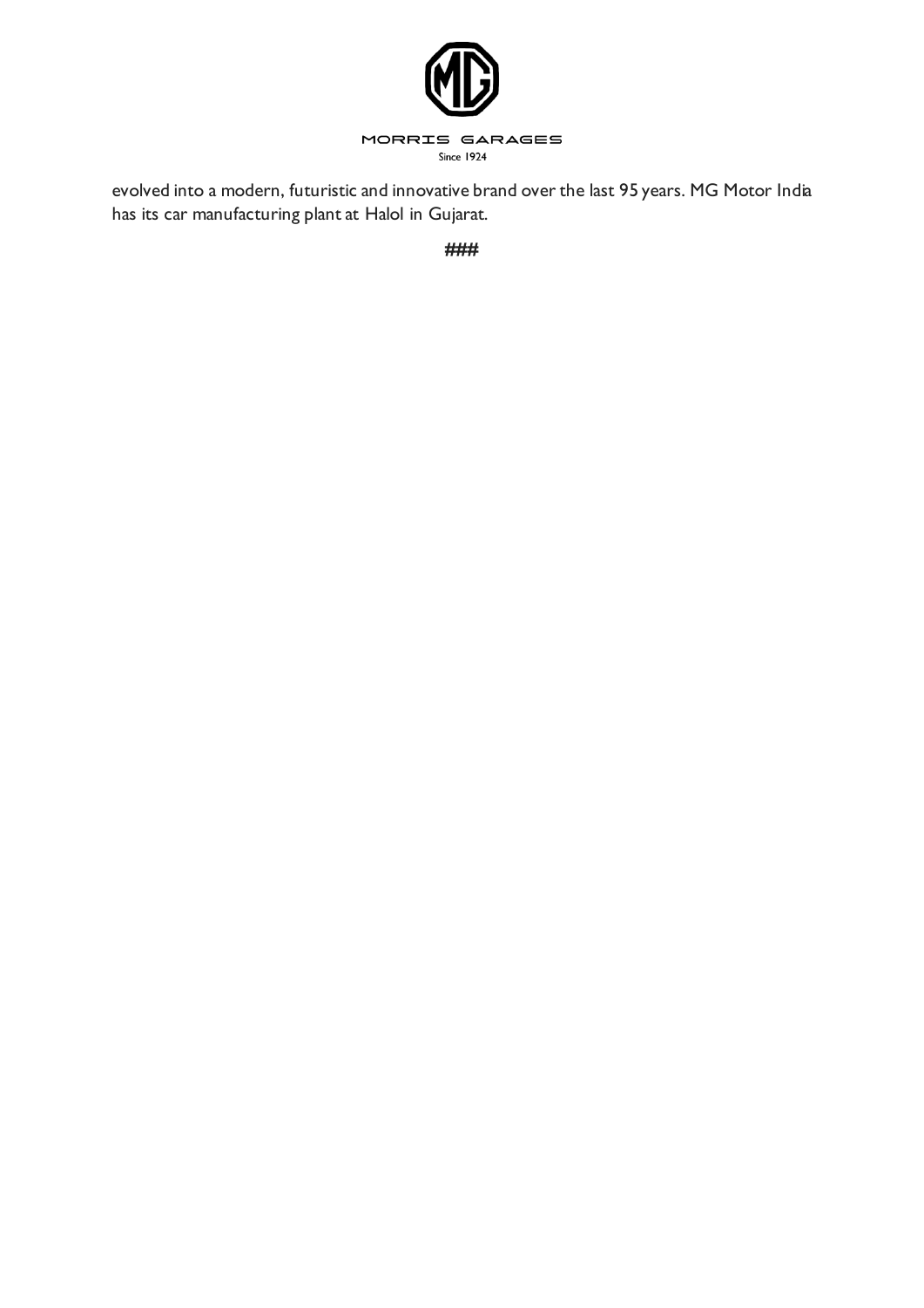evolved into a modern, futuristic and innovative brand over the last 95 years. MG Motor India has its car manufacturing plant at Halol in Gujarat.

###